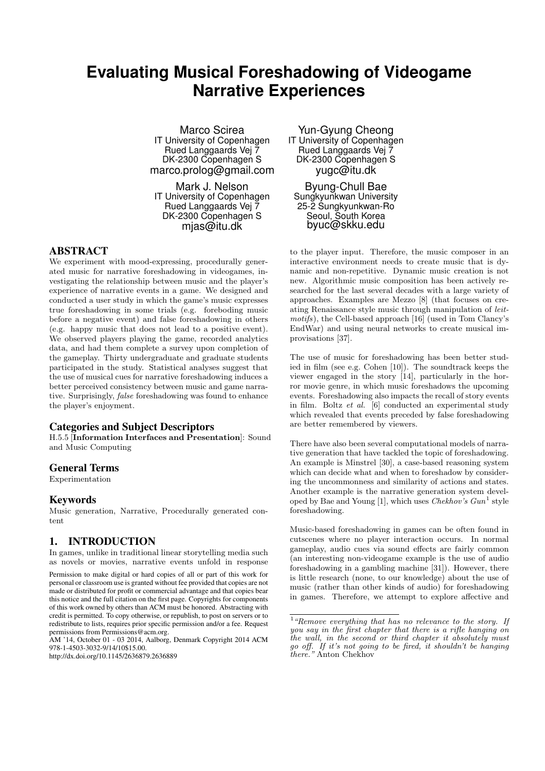# Evaluating Musical Foreshadowing of Videogame Narrative Experiences

Marco Scirea
IT University of Copenhagen
Rued Langgaards Vej 7
DK-2300 Copenhagen S
marco.prolog@gmail.com

Yun-Gyung Cheong
IT University of Copenhagen
Rued Langgaards Vej 7
DK-2300 Copenhagen S
yugc@itu.dk

Mark J. Nelson
IT University of Copenhagen
Rued Langgaards Vej 7
DK-2300 Copenhagen S
mjas@itu.dk

Byung-Chull Bae
Sungkyunkwan University
25-2 Sungkyunkwan-Ro
Seoul, South Korea
byuc@skku.edu

## ABSTRACT

We experiment with mood-expressing, procedurally generated music for narrative foreshadowing in videogames, investigating the relationship between music and the player's experience of narrative events in a game. We designed and conducted a user study in which the game's music expresses true foreshadowing in some trials (e.g. foreboding music before a negative event) and false foreshadowing in others (e.g. happy music that does not lead to a positive event). We observed players playing the game, recorded analytics data, and had them complete a survey upon completion of the gameplay. Thirty undergraduate and graduate students participated in the study. Statistical analyses suggest that the use of musical cues for narrative foreshadowing induces a better perceived consistency between music and game narrative. Surprisingly, *false* foreshadowing was found to enhance the player's enjoyment.

### Categories and Subject Descriptors

H.5.5 [**Information Interfaces and Presentation**]: Sound and Music Computing

### General Terms

Experimentation

### Keywords

Music generation, Narrative, Procedurally generated content

## 1. INTRODUCTION

In games, unlike in traditional linear storytelling media such as novels or movies, narrative events unfold in response to the player input. Therefore, the music composer in an interactive environment needs to create music that is dynamic and non-repetitive. Dynamic music creation is not new. Algorithmic music composition has been actively researched for the last several decades with a large variety of approaches. Examples are Mezzo [8] (that focuses on creating Renaissance style music through manipulation of *leitmotifs*), the Cell-based approach [16] (used in Tom Clancy's EndWar) and using neural networks to create musical improvisations [37].

The use of music for foreshadowing has been better studied in film (see e.g. Cohen [10]). The soundtrack keeps the viewer engaged in the story [14], particularly in the horror movie genre, in which music foreshadows the upcoming events. Foreshadowing also impacts the recall of story events in film. Boltz *et al.* [6] conducted an experimental study which revealed that events preceded by false foreshadowing are better remembered by viewers.

There have also been several computational models of narrative generation that have tackled the topic of foreshadowing. An example is Minstrel [30], a case-based reasoning system which can decide what and when to foreshadow by considering the uncommonness and similarity of actions and states. Another example is the narrative generation system developed by Bae and Young [1], which uses *Chekhov's Gun*[1] style foreshadowing.

Music-based foreshadowing in games can be often found in cutscenes where no player interaction occurs. In normal gameplay, audio cues via sound effects are fairly common (an interesting non-videogame example is the use of audio foreshadowing in a gambling machine [31]). However, there is little research (none, to our knowledge) about the use of music (rather than other kinds of audio) for foreshadowing in games. Therefore, we attempt to explore affective and

[1] *"Remove everything that has no relevance to the story. If you say in the first chapter that there is a rifle hanging on the wall, in the second or third chapter it absolutely must go off. If it's not going to be fired, it shouldn't be hanging there."* Anton Chekhov

Permission to make digital or hard copies of all or part of this work for personal or classroom use is granted without fee provided that copies are not made or distributed for profit or commercial advantage and that copies bear this notice and the full citation on the first page. Copyrights for components of this work owned by others than ACM must be honored. Abstracting with credit is permitted. To copy otherwise, or republish, to post on servers or to redistribute to lists, requires prior specific permission and/or a fee. Request permissions from Permissions@acm.org.
AM '14, October 01 - 03 2014, Aalborg, Denmark Copyright 2014 ACM 978-1-4503-3032-9/14/10$15.00.
http://dx.doi.org/10.1145/2636879.2636889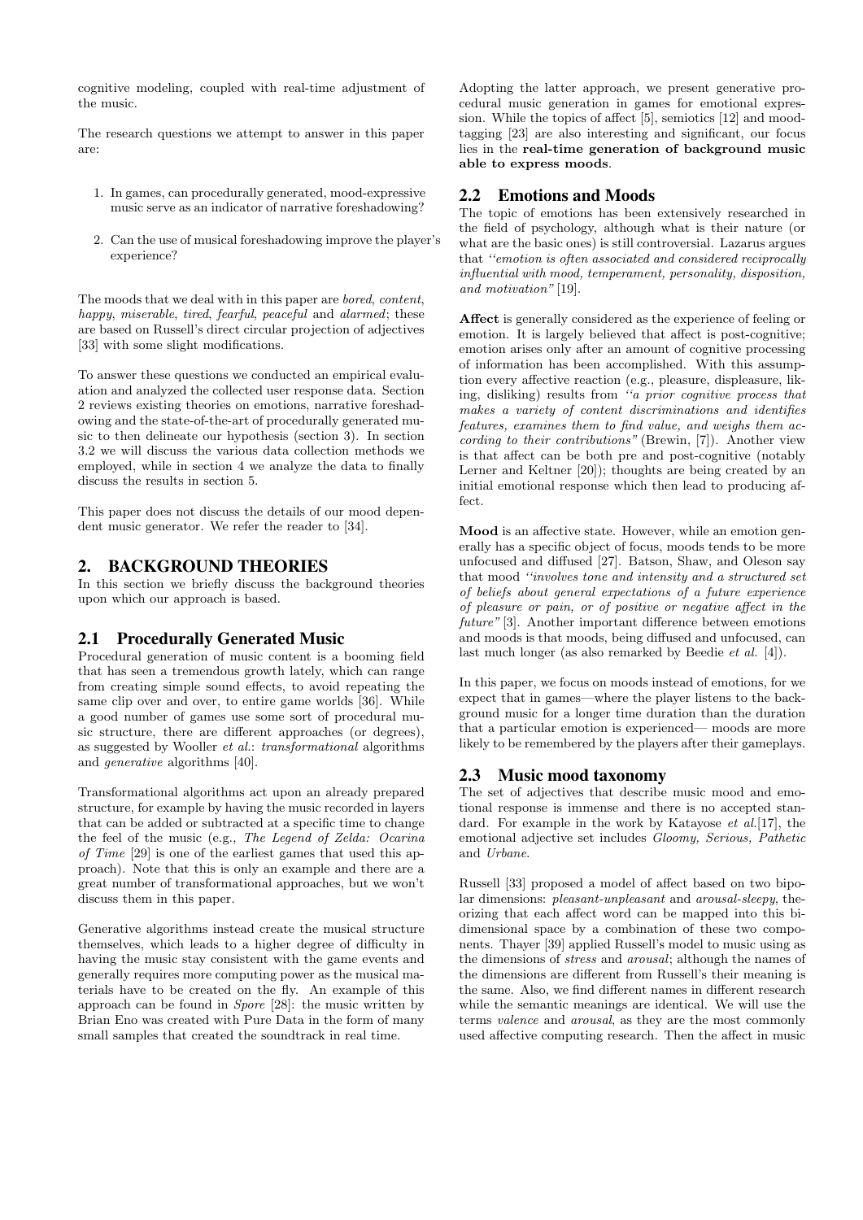cognitive modeling, coupled with real-time adjustment of the music.

The research questions we attempt to answer in this paper are:

1. In games, can procedurally generated, mood-expressive music serve as an indicator of narrative foreshadowing?
2. Can the use of musical foreshadowing improve the player's experience?

The moods that we deal with in this paper are *bored*, *content*, *happy*, *miserable*, *tired*, *fearful*, *peaceful* and *alarmed*; these are based on Russell's direct circular projection of adjectives [33] with some slight modifications.

To answer these questions we conducted an empirical evaluation and analyzed the collected user response data. Section 2 reviews existing theories on emotions, narrative foreshadowing and the state-of-the-art of procedurally generated music to then delineate our hypothesis (section 3). In section 3.2 we will discuss the various data collection methods we employed, while in section 4 we analyze the data to finally discuss the results in section 5.

This paper does not discuss the details of our mood dependent music generator. We refer the reader to [34].

## 2. BACKGROUND THEORIES

In this section we briefly discuss the background theories upon which our approach is based.

### 2.1 Procedurally Generated Music

Procedural generation of music content is a booming field that has seen a tremendous growth lately, which can range from creating simple sound effects, to avoid repeating the same clip over and over, to entire game worlds [36]. While a good number of games use some sort of procedural music structure, there are different approaches (or degrees), as suggested by Wooller *et al.*: *transformational* algorithms and *generative* algorithms [40].

Transformational algorithms act upon an already prepared structure, for example by having the music recorded in layers that can be added or subtracted at a specific time to change the feel of the music (e.g., *The Legend of Zelda: Ocarina of Time* [29] is one of the earliest games that used this approach). Note that this is only an example and there are a great number of transformational approaches, but we won't discuss them in this paper.

Generative algorithms instead create the musical structure themselves, which leads to a higher degree of difficulty in having the music stay consistent with the game events and generally requires more computing power as the musical materials have to be created on the fly. An example of this approach can be found in *Spore* [28]: the music written by Brian Eno was created with Pure Data in the form of many small samples that created the soundtrack in real time.

Adopting the latter approach, we present generative procedural music generation in games for emotional expression. While the topics of affect [5], semiotics [12] and mood-tagging [23] are also interesting and significant, our focus lies in the **real-time generation of background music able to express moods**.

### 2.2 Emotions and Moods

The topic of emotions has been extensively researched in the field of psychology, although what is their nature (or what are the basic ones) is still controversial. Lazarus argues that *"emotion is often associated and considered reciprocally influential with mood, temperament, personality, disposition, and motivation"* [19].

**Affect** is generally considered as the experience of feeling or emotion. It is largely believed that affect is post-cognitive; emotion arises only after an amount of cognitive processing of information has been accomplished. With this assumption every affective reaction (e.g., pleasure, displeasure, liking, disliking) results from *"a prior cognitive process that makes a variety of content discriminations and identifies features, examines them to find value, and weighs them according to their contributions"* (Brewin, [7]). Another view is that affect can be both pre and post-cognitive (notably Lerner and Keltner [20]); thoughts are being created by an initial emotional response which then lead to producing affect.

**Mood** is an affective state. However, while an emotion generally has a specific object of focus, moods tends to be more unfocused and diffused [27]. Batson, Shaw, and Oleson say that mood *"involves tone and intensity and a structured set of beliefs about general expectations of a future experience of pleasure or pain, or of positive or negative affect in the future"* [3]. Another important difference between emotions and moods is that moods, being diffused and unfocused, can last much longer (as also remarked by Beedie *et al.* [4]).

In this paper, we focus on moods instead of emotions, for we expect that in games—where the player listens to the background music for a longer time duration than the duration that a particular emotion is experienced— moods are more likely to be remembered by the players after their gameplays.

### 2.3 Music mood taxonomy

The set of adjectives that describe music mood and emotional response is immense and there is no accepted standard. For example in the work by Katayose *et al.*[17], the emotional adjective set includes *Gloomy, Serious, Pathetic* and *Urbane*.

Russell [33] proposed a model of affect based on two bipolar dimensions: *pleasant-unpleasant* and *arousal-sleepy*, theorizing that each affect word can be mapped into this bidimensional space by a combination of these two components. Thayer [39] applied Russell's model to music using as the dimensions of *stress* and *arousal*; although the names of the dimensions are different from Russell's their meaning is the same. Also, we find different names in different research while the semantic meanings are identical. We will use the terms *valence* and *arousal*, as they are the most commonly used affective computing research. Then the affect in music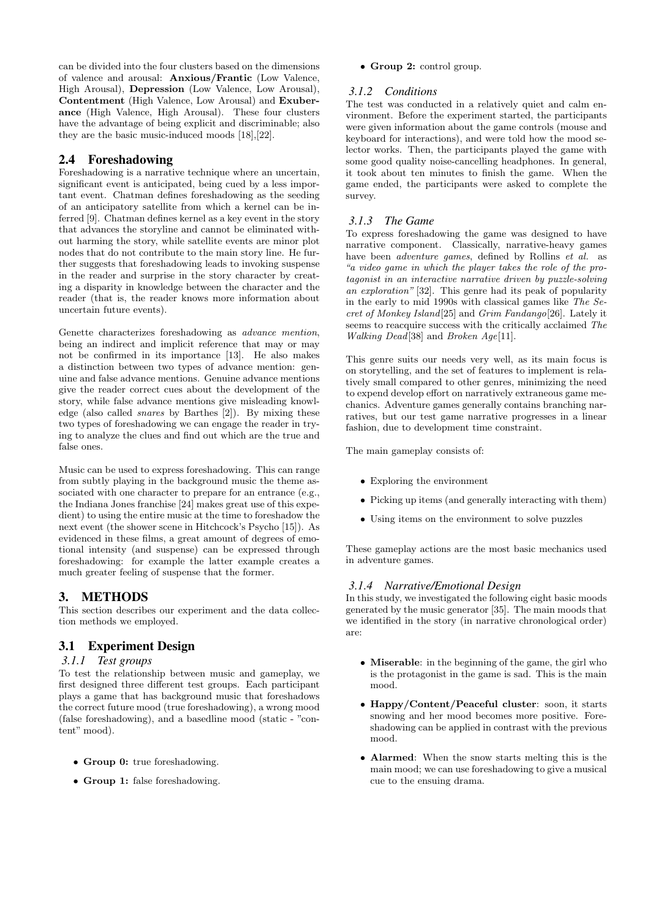can be divided into the four clusters based on the dimensions of valence and arousal: **Anxious/Frantic** (Low Valence, High Arousal), **Depression** (Low Valence, Low Arousal), **Contentment** (High Valence, Low Arousal) and **Exuberance** (High Valence, High Arousal). These four clusters have the advantage of being explicit and discriminable; also they are the basic music-induced moods [18],[22].

## 2.4 Foreshadowing

Foreshadowing is a narrative technique where an uncertain, significant event is anticipated, being cued by a less important event. Chatman defines foreshadowing as the seeding of an anticipatory satellite from which a kernel can be inferred [9]. Chatman defines kernel as a key event in the story that advances the storyline and cannot be eliminated without harming the story, while satellite events are minor plot nodes that do not contribute to the main story line. He further suggests that foreshadowing leads to invoking suspense in the reader and surprise in the story character by creating a disparity in knowledge between the character and the reader (that is, the reader knows more information about uncertain future events).

Genette characterizes foreshadowing as *advance mention*, being an indirect and implicit reference that may or may not be confirmed in its importance [13]. He also makes a distinction between two types of advance mention: genuine and false advance mentions. Genuine advance mentions give the reader correct cues about the development of the story, while false advance mentions give misleading knowledge (also called *snares* by Barthes [2]). By mixing these two types of foreshadowing we can engage the reader in trying to analyze the clues and find out which are the true and false ones.

Music can be used to express foreshadowing. This can range from subtly playing in the background music the theme associated with one character to prepare for an entrance (e.g., the Indiana Jones franchise [24] makes great use of this expedient) to using the entire music at the time to foreshadow the next event (the shower scene in Hitchcock's Psycho [15]). As evidenced in these films, a great amount of degrees of emotional intensity (and suspense) can be expressed through foreshadowing: for example the latter example creates a much greater feeling of suspense that the former.

# 3. METHODS

This section describes our experiment and the data collection methods we employed.

## 3.1 Experiment Design

### 3.1.1 Test groups

To test the relationship between music and gameplay, we first designed three different test groups. Each participant plays a game that has background music that foreshadows the correct future mood (true foreshadowing), a wrong mood (false foreshadowing), and a basedline mood (static - "content" mood).

- **Group 0:** true foreshadowing.
- **Group 1:** false foreshadowing.
- **Group 2:** control group.

### 3.1.2 Conditions

The test was conducted in a relatively quiet and calm environment. Before the experiment started, the participants were given information about the game controls (mouse and keyboard for interactions), and were told how the mood selector works. Then, the participants played the game with some good quality noise-cancelling headphones. In general, it took about ten minutes to finish the game. When the game ended, the participants were asked to complete the survey.

### 3.1.3 The Game

To express foreshadowing the game was designed to have narrative component. Classically, narrative-heavy games have been *adventure games*, defined by Rollins *et al.* as *"a video game in which the player takes the role of the protagonist in an interactive narrative driven by puzzle-solving an exploration"* [32]. This genre had its peak of popularity in the early to mid 1990s with classical games like *The Secret of Monkey Island*[25] and *Grim Fandango*[26]. Lately it seems to reacquire success with the critically acclaimed *The Walking Dead*[38] and *Broken Age*[11].

This genre suits our needs very well, as its main focus is on storytelling, and the set of features to implement is relatively small compared to other genres, minimizing the need to expend develop effort on narratively extraneous game mechanics. Adventure games generally contains branching narratives, but our test game narrative progresses in a linear fashion, due to development time constraint.

The main gameplay consists of:

- Exploring the environment
- Picking up items (and generally interacting with them)
- Using items on the environment to solve puzzles

These gameplay actions are the most basic mechanics used in adventure games.

### 3.1.4 Narrative/Emotional Design

In this study, we investigated the following eight basic moods generated by the music generator [35]. The main moods that we identified in the story (in narrative chronological order) are:

- **Miserable**: in the beginning of the game, the girl who is the protagonist in the game is sad. This is the main mood.
- **Happy/Content/Peaceful cluster**: soon, it starts snowing and her mood becomes more positive. Foreshadowing can be applied in contrast with the previous mood.
- **Alarmed**: When the snow starts melting this is the main mood; we can use foreshadowing to give a musical cue to the ensuing drama.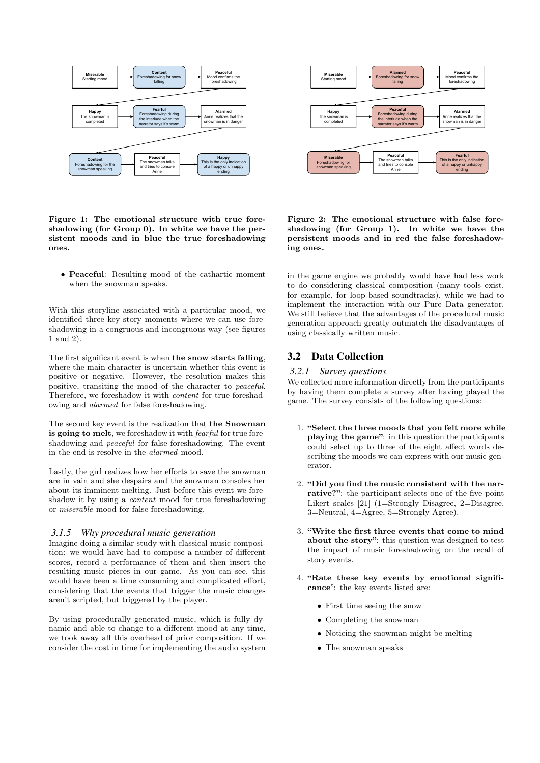**Figure 1: The emotional structure with true foreshadowing (for Group 0). In white we have the persistent moods and in blue the true foreshadowing ones.**

**Figure 2: The emotional structure with false foreshadowing (for Group 1). In white we have the persistent moods and in red the false foreshadowing ones.**

- **Peaceful**: Resulting mood of the cathartic moment when the snowman speaks.

With this storyline associated with a particular mood, we identified three key story moments where we can use foreshadowing in a congruous and incongruous way (see figures 1 and 2).

The first significant event is when **the snow starts falling**, where the main character is uncertain whether this event is positive or negative. However, the resolution makes this positive, transiting the mood of the character to *peaceful*. Therefore, we foreshadow it with *content* for true foreshadowing and *alarmed* for false foreshadowing.

The second key event is the realization that **the Snowman is going to melt**, we foreshadow it with *fearful* for true foreshadowing and *peaceful* for false foreshadowing. The event in the end is resolve in the *alarmed* mood.

Lastly, the girl realizes how her efforts to save the snowman are in vain and she despairs and the snowman consoles her about its imminent melting. Just before this event we foreshadow it by using a *content* mood for true foreshadowing or *miserable* mood for false foreshadowing.

### *3.1.5 Why procedural music generation*

Imagine doing a similar study with classical music composition: we would have had to compose a number of different scores, record a performance of them and then insert the resulting music pieces in our game. As you can see, this would have been a time consuming and complicated effort, considering that the events that trigger the music changes aren't scripted, but triggered by the player.

By using procedurally generated music, which is fully dynamic and able to change to a different mood at any time, we took away all this overhead of prior composition. If we consider the cost in time for implementing the audio system in the game engine we probably would have had less work to do considering classical composition (many tools exist, for example, for loop-based soundtracks), while we had to implement the interaction with our Pure Data generator. We still believe that the advantages of the procedural music generation approach greatly outmatch the disadvantages of using classically written music.

## 3.2 Data Collection

### *3.2.1 Survey questions*

We collected more information directly from the participants by having them complete a survey after having played the game. The survey consists of the following questions:

1. **"Select the three moods that you felt more while playing the game"**: in this question the participants could select up to three of the eight affect words describing the moods we can express with our music generator.
2. **"Did you find the music consistent with the narrative?"**: the participant selects one of the five point Likert scales [21] (1=Strongly Disagree, 2=Disagree, 3=Neutral, 4=Agree, 5=Strongly Agree).
3. **"Write the first three events that come to mind about the story"**: this question was designed to test the impact of music foreshadowing on the recall of story events.
4. **"Rate these key events by emotional significance"**: the key events listed are:
   - First time seeing the snow
   - Completing the snowman
   - Noticing the snowman might be melting
   - The snowman speaks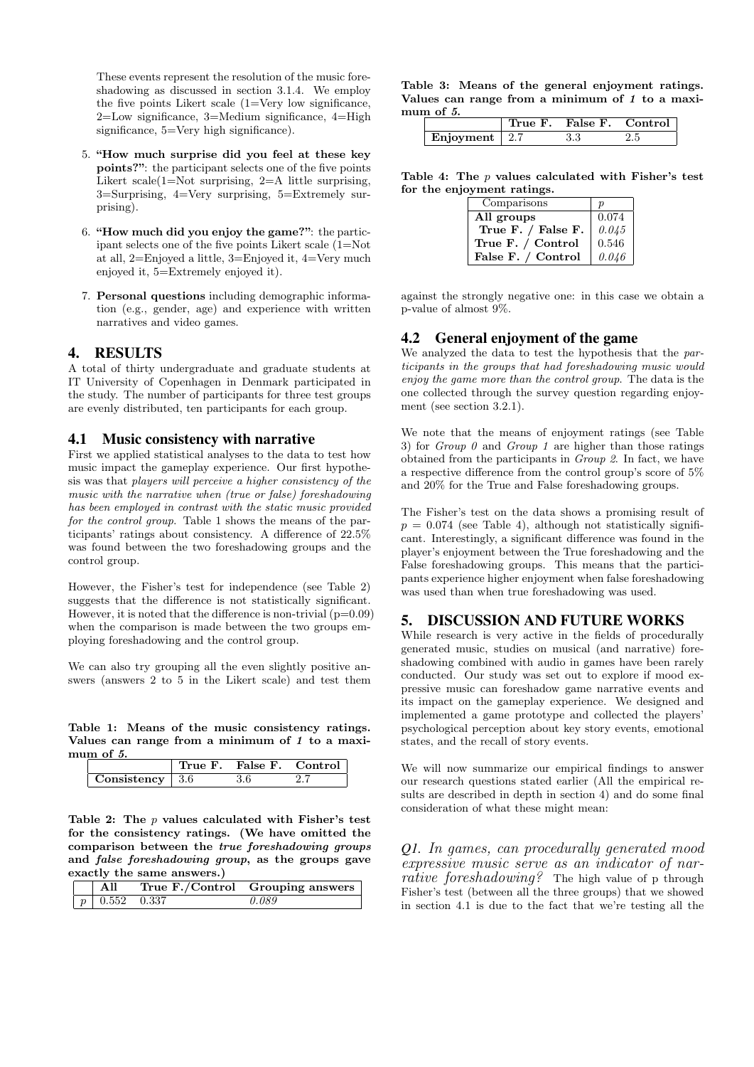These events represent the resolution of the music foreshadowing as discussed in section 3.1.4. We employ the five points Likert scale (1=Very low significance, 2=Low significance, 3=Medium significance, 4=High significance, 5=Very high significance).

5. **"How much surprise did you feel at these key points?"**: the participant selects one of the five points Likert scale(1=Not surprising, 2=A little surprising, 3=Surprising, 4=Very surprising, 5=Extremely surprising).

6. **"How much did you enjoy the game?"**: the participant selects one of the five points Likert scale (1=Not at all, 2=Enjoyed a little, 3=Enjoyed it, 4=Very much enjoyed it, 5=Extremely enjoyed it).

7. **Personal questions** including demographic information (e.g., gender, age) and experience with written narratives and video games.

# 4. RESULTS

A total of thirty undergraduate and graduate students at IT University of Copenhagen in Denmark participated in the study. The number of participants for three test groups are evenly distributed, ten participants for each group.

## 4.1 Music consistency with narrative

First we applied statistical analyses to the data to test how music impact the gameplay experience. Our first hypothesis was that *players will perceive a higher consistency of the music with the narrative when (true or false) foreshadowing has been employed in contrast with the static music provided for the control group*. Table 1 shows the means of the participants' ratings about consistency. A difference of 22.5% was found between the two foreshadowing groups and the control group.

However, the Fisher's test for independence (see Table 2) suggests that the difference is not statistically significant. However, it is noted that the difference is non-trivial (p=0.09) when the comparison is made between the two groups employing foreshadowing and the control group.

We can also try grouping all the even slightly positive answers (answers 2 to 5 in the Likert scale) and test them against the strongly negative one: in this case we obtain a p-value of almost 9%.

**Table 1: Means of the music consistency ratings. Values can range from a minimum of *1* to a maximum of *5*.**

| | True F. | False F. | Control |
|---|---|---|---|
| **Consistency** | 3.6 | 3.6 | 2.7 |

**Table 2: The $p$ values calculated with Fisher's test for the consistency ratings. (We have omitted the comparison between the *true foreshadowing groups* and *false foreshadowing group*, as the groups gave exactly the same answers.)**

| | All | True F./Control | Grouping answers |
|---|---|---|---|
| $p$ | 0.552 | 0.337 | *0.089* |

**Table 3: Means of the general enjoyment ratings. Values can range from a minimum of *1* to a maximum of *5*.**

| | True F. | False F. | Control |
|---|---|---|---|
| **Enjoyment** | 2.7 | 3.3 | 2.5 |

**Table 4: The $p$ values calculated with Fisher's test for the enjoyment ratings.**

| Comparisons | $p$ |
|---|---|
| **All groups** | 0.074 |
| **True F. / False F.** | *0.045* |
| **True F. / Control** | 0.546 |
| **False F. / Control** | *0.046* |

## 4.2 General enjoyment of the game

We analyzed the data to test the hypothesis that the *participants in the groups that had foreshadowing music would enjoy the game more than the control group*. The data is the one collected through the survey question regarding enjoyment (see section 3.2.1).

We note that the means of enjoyment ratings (see Table 3) for *Group 0* and *Group 1* are higher than those ratings obtained from the participants in *Group 2*. In fact, we have a respective difference from the control group's score of 5% and 20% for the True and False foreshadowing groups.

The Fisher's test on the data shows a promising result of $p = 0.074$ (see Table 4), although not statistically significant. Interestingly, a significant difference was found in the player's enjoyment between the True foreshadowing and the False foreshadowing groups. This means that the participants experience higher enjoyment when false foreshadowing was used than when true foreshadowing was used.

# 5. DISCUSSION AND FUTURE WORKS

While research is very active in the fields of procedurally generated music, studies on musical (and narrative) foreshadowing combined with audio in games have been rarely conducted. Our study was set out to explore if mood expressive music can foreshadow game narrative events and its impact on the gameplay experience. We designed and implemented a game prototype and collected the players' psychological perception about key story events, emotional states, and the recall of story events.

We will now summarize our empirical findings to answer our research questions stated earlier (All the empirical results are described in depth in section 4) and do some final consideration of what these might mean:

*Q1. In games, can procedurally generated mood expressive music serve as an indicator of narrative foreshadowing?* The high value of p through Fisher's test (between all the three groups) that we showed in section 4.1 is due to the fact that we're testing all the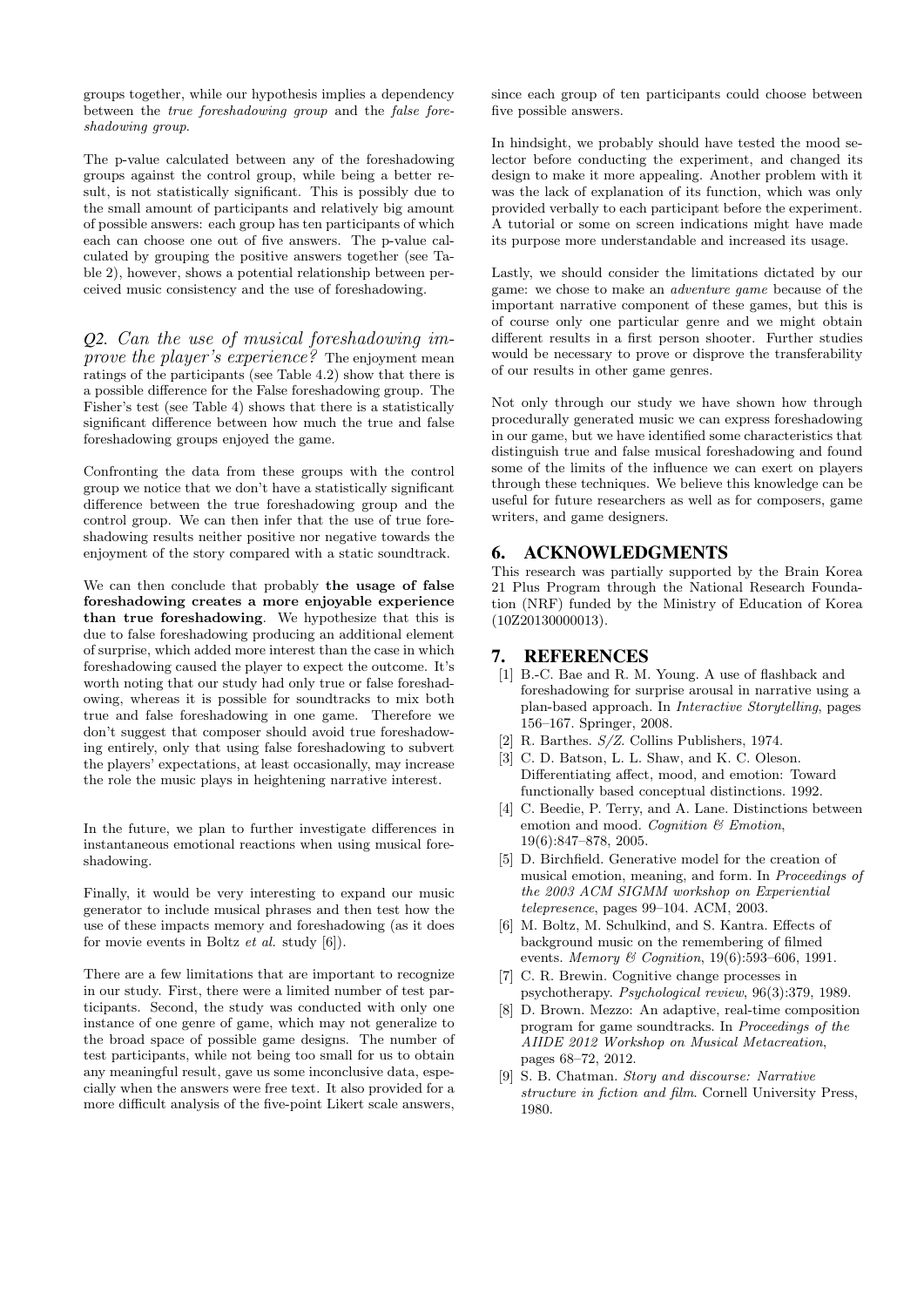groups together, while our hypothesis implies a dependency between the *true foreshadowing group* and the *false foreshadowing group*.

The p-value calculated between any of the foreshadowing groups against the control group, while being a better result, is not statistically significant. This is possibly due to the small amount of participants and relatively big amount of possible answers: each group has ten participants of which each can choose one out of five answers. The p-value calculated by grouping the positive answers together (see Table 2), however, shows a potential relationship between perceived music consistency and the use of foreshadowing.

*Q2. Can the use of musical foreshadowing improve the player's experience?* The enjoyment mean ratings of the participants (see Table 4.2) show that there is a possible difference for the False foreshadowing group. The Fisher's test (see Table 4) shows that there is a statistically significant difference between how much the true and false foreshadowing groups enjoyed the game.

Confronting the data from these groups with the control group we notice that we don't have a statistically significant difference between the true foreshadowing group and the control group. We can then infer that the use of true foreshadowing results neither positive nor negative towards the enjoyment of the story compared with a static soundtrack.

We can then conclude that probably **the usage of false foreshadowing creates a more enjoyable experience than true foreshadowing**. We hypothesize that this is due to false foreshadowing producing an additional element of surprise, which added more interest than the case in which foreshadowing caused the player to expect the outcome. It's worth noting that our study had only true or false foreshadowing, whereas it is possible for soundtracks to mix both true and false foreshadowing in one game. Therefore we don't suggest that composer should avoid true foreshadowing entirely, only that using false foreshadowing to subvert the players' expectations, at least occasionally, may increase the role the music plays in heightening narrative interest.

In the future, we plan to further investigate differences in instantaneous emotional reactions when using musical foreshadowing.

Finally, it would be very interesting to expand our music generator to include musical phrases and then test how the use of these impacts memory and foreshadowing (as it does for movie events in Boltz *et al.* study [6]).

There are a few limitations that are important to recognize in our study. First, there were a limited number of test participants. Second, the study was conducted with only one instance of one genre of game, which may not generalize to the broad space of possible game designs. The number of test participants, while not being too small for us to obtain any meaningful result, gave us some inconclusive data, especially when the answers were free text. It also provided for a more difficult analysis of the five-point Likert scale answers, since each group of ten participants could choose between five possible answers.

In hindsight, we probably should have tested the mood selector before conducting the experiment, and changed its design to make it more appealing. Another problem with it was the lack of explanation of its function, which was only provided verbally to each participant before the experiment. A tutorial or some on screen indications might have made its purpose more understandable and increased its usage.

Lastly, we should consider the limitations dictated by our game: we chose to make an *adventure game* because of the important narrative component of these games, but this is of course only one particular genre and we might obtain different results in a first person shooter. Further studies would be necessary to prove or disprove the transferability of our results in other game genres.

Not only through our study we have shown how through procedurally generated music we can express foreshadowing in our game, but we have identified some characteristics that distinguish true and false musical foreshadowing and found some of the limits of the influence we can exert on players through these techniques. We believe this knowledge can be useful for future researchers as well as for composers, game writers, and game designers.

## 6. ACKNOWLEDGMENTS

This research was partially supported by the Brain Korea 21 Plus Program through the National Research Foundation (NRF) funded by the Ministry of Education of Korea (10Z20130000013).

## 7. REFERENCES

[1] B.-C. Bae and R. M. Young. A use of flashback and foreshadowing for surprise arousal in narrative using a plan-based approach. In *Interactive Storytelling*, pages 156–167. Springer, 2008.

[2] R. Barthes. *S/Z*. Collins Publishers, 1974.

[3] C. D. Batson, L. L. Shaw, and K. C. Oleson. Differentiating affect, mood, and emotion: Toward functionally based conceptual distinctions. 1992.

[4] C. Beedie, P. Terry, and A. Lane. Distinctions between emotion and mood. *Cognition & Emotion*, 19(6):847–878, 2005.

[5] D. Birchfield. Generative model for the creation of musical emotion, meaning, and form. In *Proceedings of the 2003 ACM SIGMM workshop on Experiential telepresence*, pages 99–104. ACM, 2003.

[6] M. Boltz, M. Schulkind, and S. Kantra. Effects of background music on the remembering of filmed events. *Memory & Cognition*, 19(6):593–606, 1991.

[7] C. R. Brewin. Cognitive change processes in psychotherapy. *Psychological review*, 96(3):379, 1989.

[8] D. Brown. Mezzo: An adaptive, real-time composition program for game soundtracks. In *Proceedings of the AIIDE 2012 Workshop on Musical Metacreation*, pages 68–72, 2012.

[9] S. B. Chatman. *Story and discourse: Narrative structure in fiction and film*. Cornell University Press, 1980.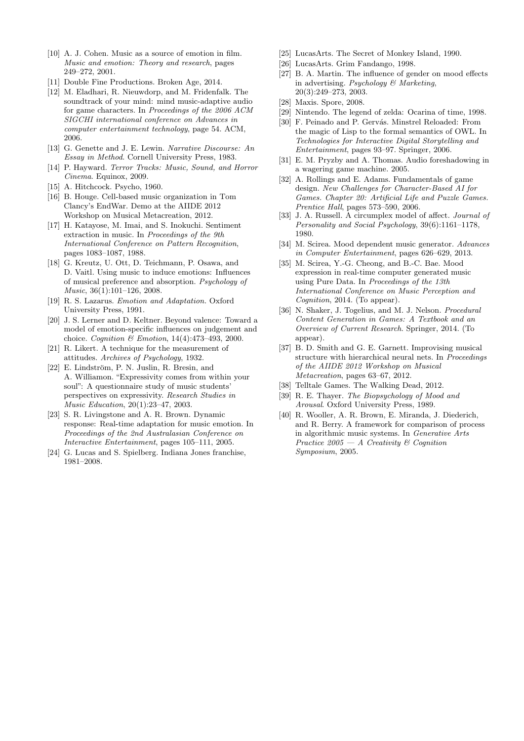[10] A. J. Cohen. Music as a source of emotion in film. *Music and emotion: Theory and research*, pages 249–272, 2001.

[11] Double Fine Productions. Broken Age, 2014.

[12] M. Eladhari, R. Nieuwdorp, and M. Fridenfalk. The soundtrack of your mind: mind music-adaptive audio for game characters. In *Proceedings of the 2006 ACM SIGCHI international conference on Advances in computer entertainment technology*, page 54. ACM, 2006.

[13] G. Genette and J. E. Lewin. *Narrative Discourse: An Essay in Method*. Cornell University Press, 1983.

[14] P. Hayward. *Terror Tracks: Music, Sound, and Horror Cinema*. Equinox, 2009.

[15] A. Hitchcock. Psycho, 1960.

[16] B. Houge. Cell-based music organization in Tom Clancy's EndWar. Demo at the AIIDE 2012 Workshop on Musical Metacreation, 2012.

[17] H. Katayose, M. Imai, and S. Inokuchi. Sentiment extraction in music. In *Proceedings of the 9th International Conference on Pattern Recognition*, pages 1083–1087, 1988.

[18] G. Kreutz, U. Ott, D. Teichmann, P. Osawa, and D. Vaitl. Using music to induce emotions: Influences of musical preference and absorption. *Psychology of Music*, 36(1):101–126, 2008.

[19] R. S. Lazarus. *Emotion and Adaptation*. Oxford University Press, 1991.

[20] J. S. Lerner and D. Keltner. Beyond valence: Toward a model of emotion-specific influences on judgement and choice. *Cognition & Emotion*, 14(4):473–493, 2000.

[21] R. Likert. A technique for the measurement of attitudes. *Archives of Psychology*, 1932.

[22] E. Lindström, P. N. Juslin, R. Bresin, and A. Williamon. "Expressivity comes from within your soul": A questionnaire study of music students' perspectives on expressivity. *Research Studies in Music Education*, 20(1):23–47, 2003.

[23] S. R. Livingstone and A. R. Brown. Dynamic response: Real-time adaptation for music emotion. In *Proceedings of the 2nd Australasian Conference on Interactive Entertainment*, pages 105–111, 2005.

[24] G. Lucas and S. Spielberg. Indiana Jones franchise, 1981–2008.

[25] LucasArts. The Secret of Monkey Island, 1990.

[26] LucasArts. Grim Fandango, 1998.

[27] B. A. Martin. The influence of gender on mood effects in advertising. *Psychology & Marketing*, 20(3):249–273, 2003.

[28] Maxis. Spore, 2008.

[29] Nintendo. The legend of zelda: Ocarina of time, 1998.

[30] F. Peinado and P. Gervás. Minstrel Reloaded: From the magic of Lisp to the formal semantics of OWL. In *Technologies for Interactive Digital Storytelling and Entertainment*, pages 93–97. Springer, 2006.

[31] E. M. Pryzby and A. Thomas. Audio foreshadowing in a wagering game machine. 2005.

[32] A. Rollings and E. Adams. Fundamentals of game design. *New Challenges for Character-Based AI for Games. Chapter 20: Artificial Life and Puzzle Games. Prentice Hall*, pages 573–590, 2006.

[33] J. A. Russell. A circumplex model of affect. *Journal of Personality and Social Psychology*, 39(6):1161–1178, 1980.

[34] M. Scirea. Mood dependent music generator. *Advances in Computer Entertainment*, pages 626–629, 2013.

[35] M. Scirea, Y.-G. Cheong, and B.-C. Bae. Mood expression in real-time computer generated music using Pure Data. In *Proceedings of the 13th International Conference on Music Perception and Cognition*, 2014. (To appear).

[36] N. Shaker, J. Togelius, and M. J. Nelson. *Procedural Content Generation in Games: A Textbook and an Overview of Current Research*. Springer, 2014. (To appear).

[37] B. D. Smith and G. E. Garnett. Improvising musical structure with hierarchical neural nets. In *Proceedings of the AIIDE 2012 Workshop on Musical Metacreation*, pages 63–67, 2012.

[38] Telltale Games. The Walking Dead, 2012.

[39] R. E. Thayer. *The Biopsychology of Mood and Arousal*. Oxford University Press, 1989.

[40] R. Wooller, A. R. Brown, E. Miranda, J. Diederich, and R. Berry. A framework for comparison of process in algorithmic music systems. In *Generative Arts Practice 2005 — A Creativity & Cognition Symposium*, 2005.